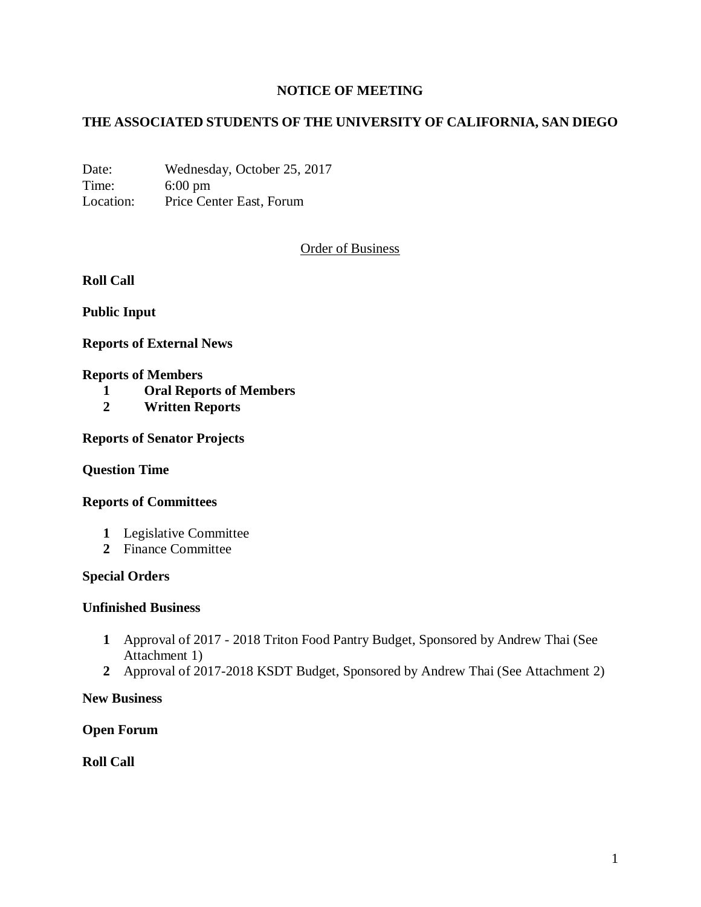# NOTICE OF MEETING

## THE ASSOCIATED STUDENTS OF THE UNIVERSITY OF CALIFORNIA, SAN DIEGO

Date: Wednesday, October 25, 2017
Time: 6:00 pm
Location: Price Center East, Forum

Order of Business

**Roll Call**

**Public Input**

**Reports of External News**

**Reports of Members**

1. **Oral Reports of Members**
2. **Written Reports**

**Reports of Senator Projects**

**Question Time**

**Reports of Committees**

1. Legislative Committee
2. Finance Committee

**Special Orders**

**Unfinished Business**

1. Approval of 2017 - 2018 Triton Food Pantry Budget, Sponsored by Andrew Thai (See Attachment 1)
2. Approval of 2017-2018 KSDT Budget, Sponsored by Andrew Thai (See Attachment 2)

**New Business**

**Open Forum**

**Roll Call**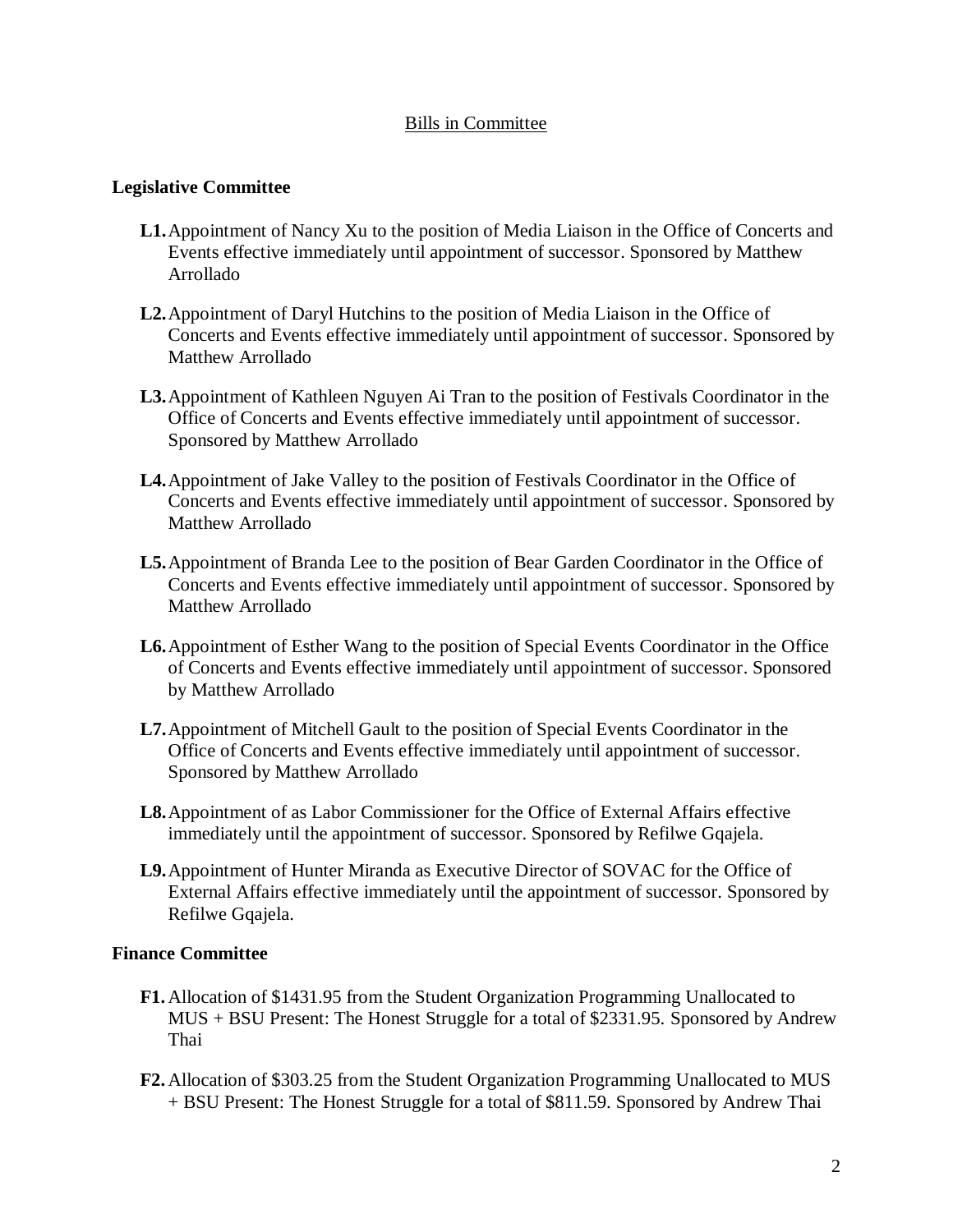Bills in Committee

**Legislative Committee**

- **L1.** Appointment of Nancy Xu to the position of Media Liaison in the Office of Concerts and Events effective immediately until appointment of successor. Sponsored by Matthew Arrollado

- **L2.** Appointment of Daryl Hutchins to the position of Media Liaison in the Office of Concerts and Events effective immediately until appointment of successor. Sponsored by Matthew Arrollado

- **L3.** Appointment of Kathleen Nguyen Ai Tran to the position of Festivals Coordinator in the Office of Concerts and Events effective immediately until appointment of successor. Sponsored by Matthew Arrollado

- **L4.** Appointment of Jake Valley to the position of Festivals Coordinator in the Office of Concerts and Events effective immediately until appointment of successor. Sponsored by Matthew Arrollado

- **L5.** Appointment of Branda Lee to the position of Bear Garden Coordinator in the Office of Concerts and Events effective immediately until appointment of successor. Sponsored by Matthew Arrollado

- **L6.** Appointment of Esther Wang to the position of Special Events Coordinator in the Office of Concerts and Events effective immediately until appointment of successor. Sponsored by Matthew Arrollado

- **L7.** Appointment of Mitchell Gault to the position of Special Events Coordinator in the Office of Concerts and Events effective immediately until appointment of successor. Sponsored by Matthew Arrollado

- **L8.** Appointment of as Labor Commissioner for the Office of External Affairs effective immediately until the appointment of successor. Sponsored by Refilwe Gqajela.

- **L9.** Appointment of Hunter Miranda as Executive Director of SOVAC for the Office of External Affairs effective immediately until the appointment of successor. Sponsored by Refilwe Gqajela.

**Finance Committee**

- **F1.** Allocation of $1431.95 from the Student Organization Programming Unallocated to MUS + BSU Present: The Honest Struggle for a total of $2331.95. Sponsored by Andrew Thai

- **F2.** Allocation of $303.25 from the Student Organization Programming Unallocated to MUS + BSU Present: The Honest Struggle for a total of $811.59. Sponsored by Andrew Thai